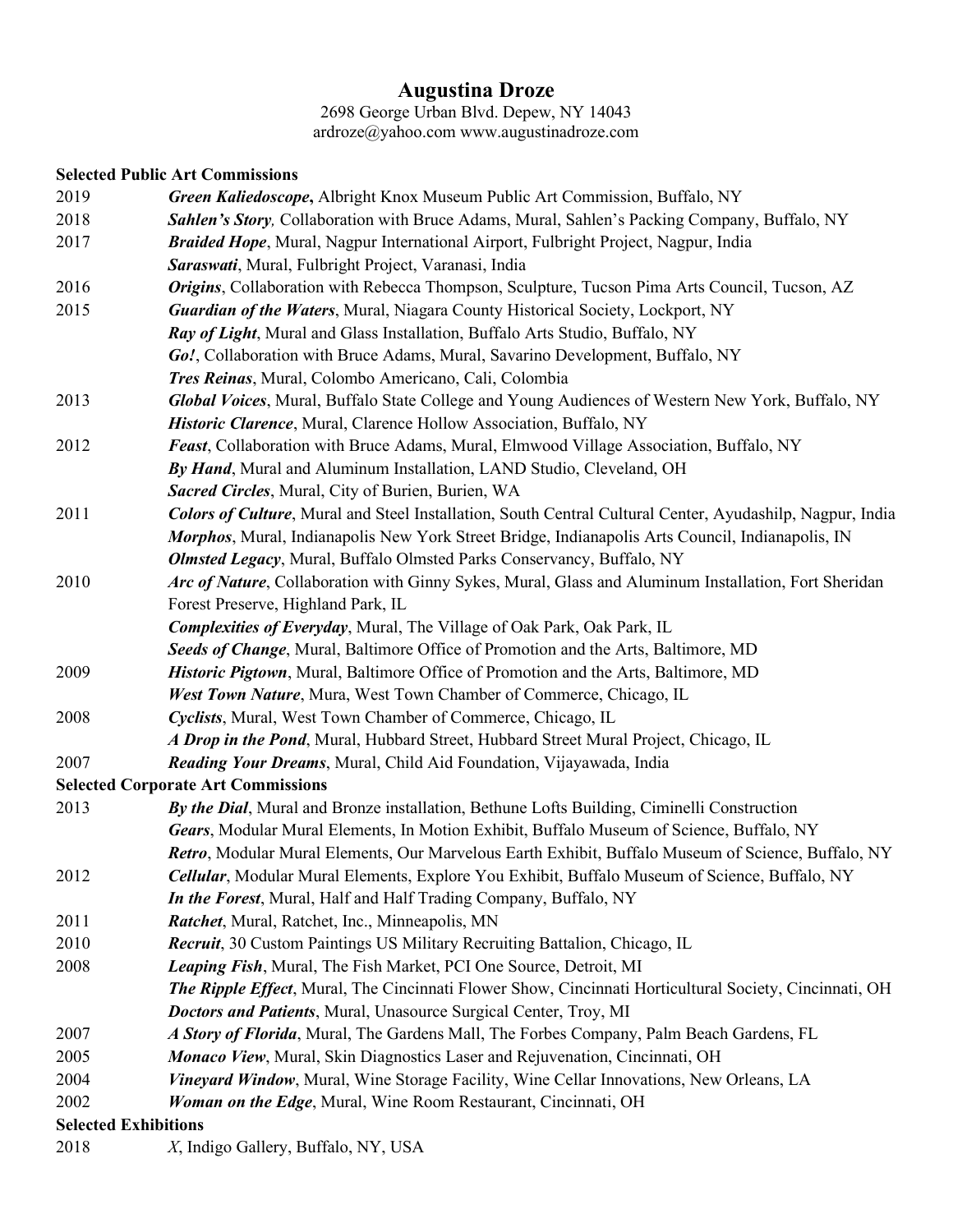# Augustina Droze

2698 George Urban Blvd. Depew, NY 14043
ardroze@yahoo.com www.augustinadroze.com

**Selected Public Art Commissions**

2019 ***Green Kaliedoscope*****,** Albright Knox Museum Public Art Commission, Buffalo, NY

2018 ***Sahlen's Story****,* Collaboration with Bruce Adams, Mural, Sahlen's Packing Company, Buffalo, NY

2017 ***Braided Hope***, Mural, Nagpur International Airport, Fulbright Project, Nagpur, India
***Saraswati***, Mural, Fulbright Project, Varanasi, India

2016 ***Origins***, Collaboration with Rebecca Thompson, Sculpture, Tucson Pima Arts Council, Tucson, AZ

2015 ***Guardian of the Waters***, Mural, Niagara County Historical Society, Lockport, NY
***Ray of Light***, Mural and Glass Installation, Buffalo Arts Studio, Buffalo, NY
***Go!***, Collaboration with Bruce Adams, Mural, Savarino Development, Buffalo, NY
***Tres Reinas***, Mural, Colombo Americano, Cali, Colombia

2013 ***Global Voices***, Mural, Buffalo State College and Young Audiences of Western New York, Buffalo, NY
***Historic Clarence***, Mural, Clarence Hollow Association, Buffalo, NY

2012 ***Feast***, Collaboration with Bruce Adams, Mural, Elmwood Village Association, Buffalo, NY
***By Hand***, Mural and Aluminum Installation, LAND Studio, Cleveland, OH
***Sacred Circles***, Mural, City of Burien, Burien, WA

2011 ***Colors of Culture***, Mural and Steel Installation, South Central Cultural Center, Ayudashilp, Nagpur, India
***Morphos***, Mural, Indianapolis New York Street Bridge, Indianapolis Arts Council, Indianapolis, IN
***Olmsted Legacy***, Mural, Buffalo Olmsted Parks Conservancy, Buffalo, NY

2010 ***Arc of Nature***, Collaboration with Ginny Sykes, Mural, Glass and Aluminum Installation, Fort Sheridan Forest Preserve, Highland Park, IL
***Complexities of Everyday***, Mural, The Village of Oak Park, Oak Park, IL
***Seeds of Change***, Mural, Baltimore Office of Promotion and the Arts, Baltimore, MD

2009 ***Historic Pigtown***, Mural, Baltimore Office of Promotion and the Arts, Baltimore, MD
***West Town Nature***, Mura, West Town Chamber of Commerce, Chicago, IL

2008 ***Cyclists***, Mural, West Town Chamber of Commerce, Chicago, IL
***A Drop in the Pond***, Mural, Hubbard Street, Hubbard Street Mural Project, Chicago, IL

2007 ***Reading Your Dreams***, Mural, Child Aid Foundation, Vijayawada, India

**Selected Corporate Art Commissions**

2013 ***By the Dial***, Mural and Bronze installation, Bethune Lofts Building, Ciminelli Construction
***Gears***, Modular Mural Elements, In Motion Exhibit, Buffalo Museum of Science, Buffalo, NY
***Retro***, Modular Mural Elements, Our Marvelous Earth Exhibit, Buffalo Museum of Science, Buffalo, NY

2012 ***Cellular***, Modular Mural Elements, Explore You Exhibit, Buffalo Museum of Science, Buffalo, NY
***In the Forest***, Mural, Half and Half Trading Company, Buffalo, NY

2011 ***Ratchet***, Mural, Ratchet, Inc., Minneapolis, MN

2010 ***Recruit***, 30 Custom Paintings US Military Recruiting Battalion, Chicago, IL

2008 ***Leaping Fish***, Mural, The Fish Market, PCI One Source, Detroit, MI
***The Ripple Effect***, Mural, The Cincinnati Flower Show, Cincinnati Horticultural Society, Cincinnati, OH
***Doctors and Patients***, Mural, Unasource Surgical Center, Troy, MI

2007 ***A Story of Florida***, Mural, The Gardens Mall, The Forbes Company, Palm Beach Gardens, FL

2005 ***Monaco View***, Mural, Skin Diagnostics Laser and Rejuvenation, Cincinnati, OH

2004 ***Vineyard Window***, Mural, Wine Storage Facility, Wine Cellar Innovations, New Orleans, LA

2002 ***Woman on the Edge***, Mural, Wine Room Restaurant, Cincinnati, OH

**Selected Exhibitions**

2018 *X*, Indigo Gallery, Buffalo, NY, USA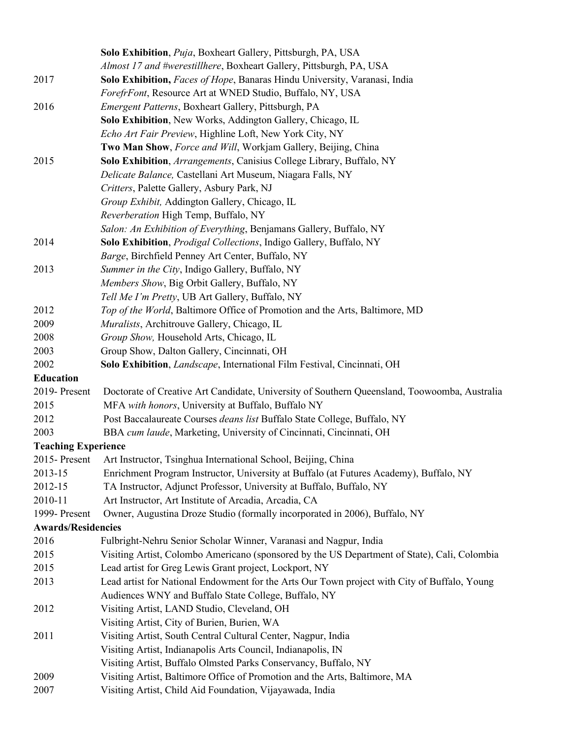| | |
|---|---|
| | **Solo Exhibition**, *Puja*, Boxheart Gallery, Pittsburgh, PA, USA |
| | *Almost 17 and #werestillhere*, Boxheart Gallery, Pittsburgh, PA, USA |
| 2017 | **Solo Exhibition,** *Faces of Hope*, Banaras Hindu University, Varanasi, India |
| | *ForefrFont*, Resource Art at WNED Studio, Buffalo, NY, USA |
| 2016 | *Emergent Patterns*, Boxheart Gallery, Pittsburgh, PA |
| | **Solo Exhibition**, New Works, Addington Gallery, Chicago, IL |
| | *Echo Art Fair Preview*, Highline Loft, New York City, NY |
| | **Two Man Show**, *Force and Will*, Workjam Gallery, Beijing, China |
| 2015 | **Solo Exhibition**, *Arrangements*, Canisius College Library, Buffalo, NY |
| | *Delicate Balance,* Castellani Art Museum, Niagara Falls, NY |
| | *Critters*, Palette Gallery, Asbury Park, NJ |
| | *Group Exhibit,* Addington Gallery, Chicago, IL |
| | *Reverberation* High Temp, Buffalo, NY |
| | *Salon: An Exhibition of Everything*, Benjamans Gallery, Buffalo, NY |
| 2014 | **Solo Exhibition**, *Prodigal Collections*, Indigo Gallery, Buffalo, NY |
| | *Barge*, Birchfield Penney Art Center, Buffalo, NY |
| 2013 | *Summer in the City*, Indigo Gallery, Buffalo, NY |
| | *Members Show*, Big Orbit Gallery, Buffalo, NY |
| | *Tell Me I'm Pretty*, UB Art Gallery, Buffalo, NY |
| 2012 | *Top of the World*, Baltimore Office of Promotion and the Arts, Baltimore, MD |
| 2009 | *Muralists*, Architrouve Gallery, Chicago, IL |
| 2008 | *Group Show,* Household Arts, Chicago, IL |
| 2003 | Group Show, Dalton Gallery, Cincinnati, OH |
| 2002 | **Solo Exhibition**, *Landscape*, International Film Festival, Cincinnati, OH |

**Education**

| | |
|---|---|
| 2019- Present | Doctorate of Creative Art Candidate, University of Southern Queensland, Toowoomba, Australia |
| 2015 | MFA *with honors*, University at Buffalo, Buffalo NY |
| 2012 | Post Baccalaureate Courses *deans list* Buffalo State College, Buffalo, NY |
| 2003 | BBA *cum laude*, Marketing, University of Cincinnati, Cincinnati, OH |

**Teaching Experience**

| | |
|---|---|
| 2015- Present | Art Instructor, Tsinghua International School, Beijing, China |
| 2013-15 | Enrichment Program Instructor, University at Buffalo (at Futures Academy), Buffalo, NY |
| 2012-15 | TA Instructor, Adjunct Professor, University at Buffalo, Buffalo, NY |
| 2010-11 | Art Instructor, Art Institute of Arcadia, Arcadia, CA |
| 1999- Present | Owner, Augustina Droze Studio (formally incorporated in 2006), Buffalo, NY |

**Awards/Residencies**

| | |
|---|---|
| 2016 | Fulbright-Nehru Senior Scholar Winner, Varanasi and Nagpur, India |
| 2015 | Visiting Artist, Colombo Americano (sponsored by the US Department of State), Cali, Colombia |
| 2015 | Lead artist for Greg Lewis Grant project, Lockport, NY |
| 2013 | Lead artist for National Endowment for the Arts Our Town project with City of Buffalo, Young Audiences WNY and Buffalo State College, Buffalo, NY |
| 2012 | Visiting Artist, LAND Studio, Cleveland, OH |
| | Visiting Artist, City of Burien, Burien, WA |
| 2011 | Visiting Artist, South Central Cultural Center, Nagpur, India |
| | Visiting Artist, Indianapolis Arts Council, Indianapolis, IN |
| | Visiting Artist, Buffalo Olmsted Parks Conservancy, Buffalo, NY |
| 2009 | Visiting Artist, Baltimore Office of Promotion and the Arts, Baltimore, MA |
| 2007 | Visiting Artist, Child Aid Foundation, Vijayawada, India |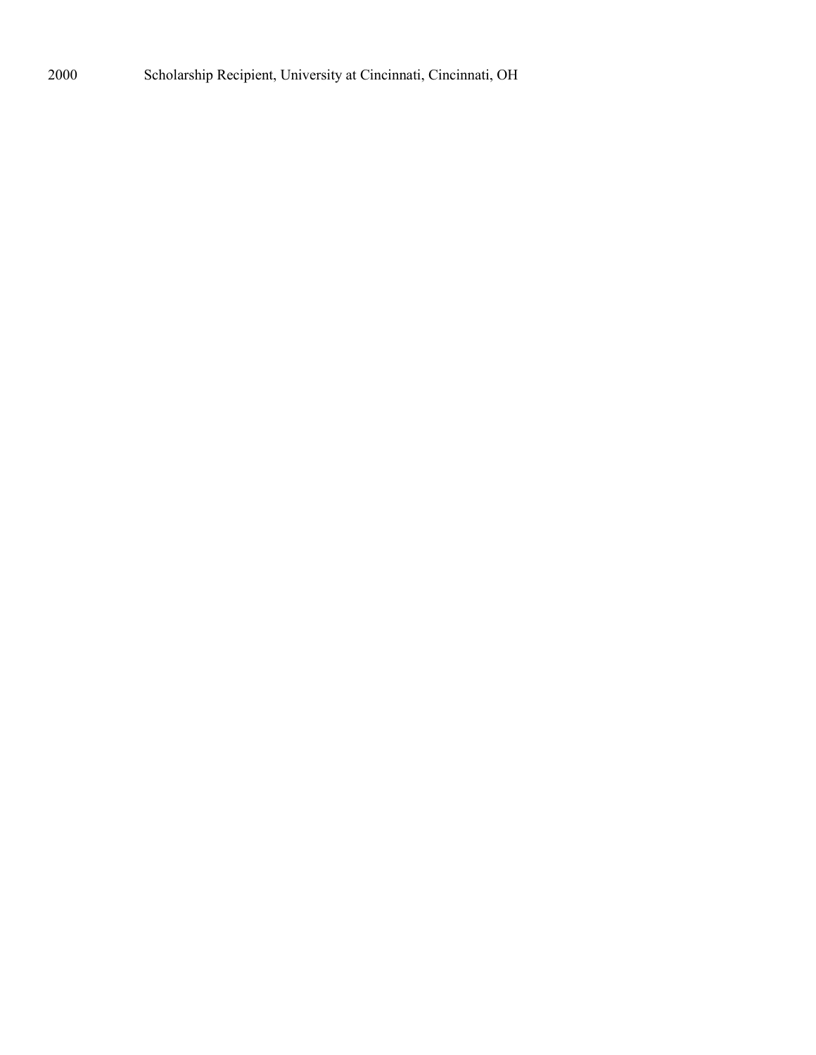2000 Scholarship Recipient, University at Cincinnati, Cincinnati, OH